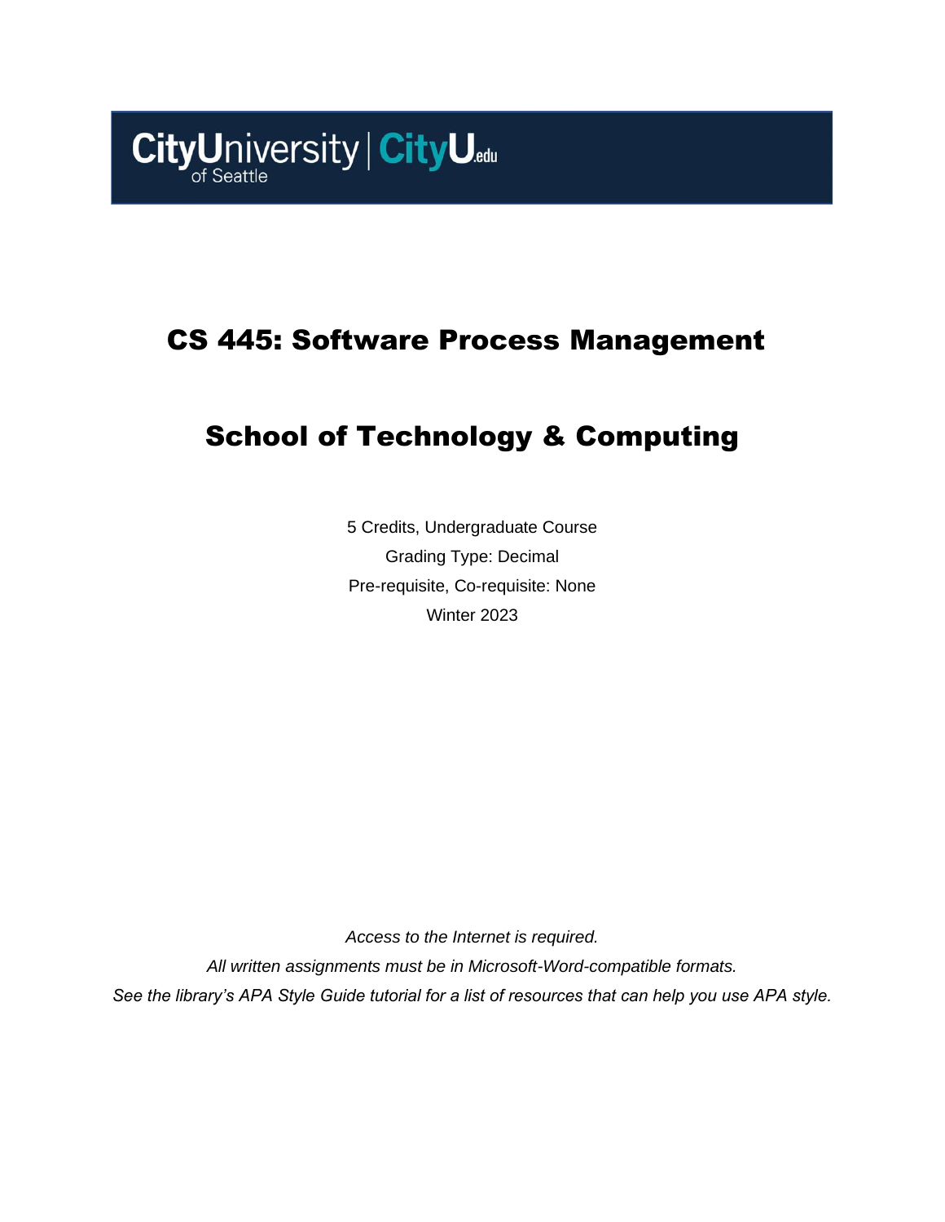CityUniversity of Seattle | CityU.edu

# CS 445: Software Process Management

# School of Technology & Computing

5 Credits, Undergraduate Course

Grading Type: Decimal

Pre-requisite, Co-requisite: None

Winter 2023

*Access to the Internet is required.*

*All written assignments must be in Microsoft-Word-compatible formats.*

*See the library's APA Style Guide tutorial for a list of resources that can help you use APA style.*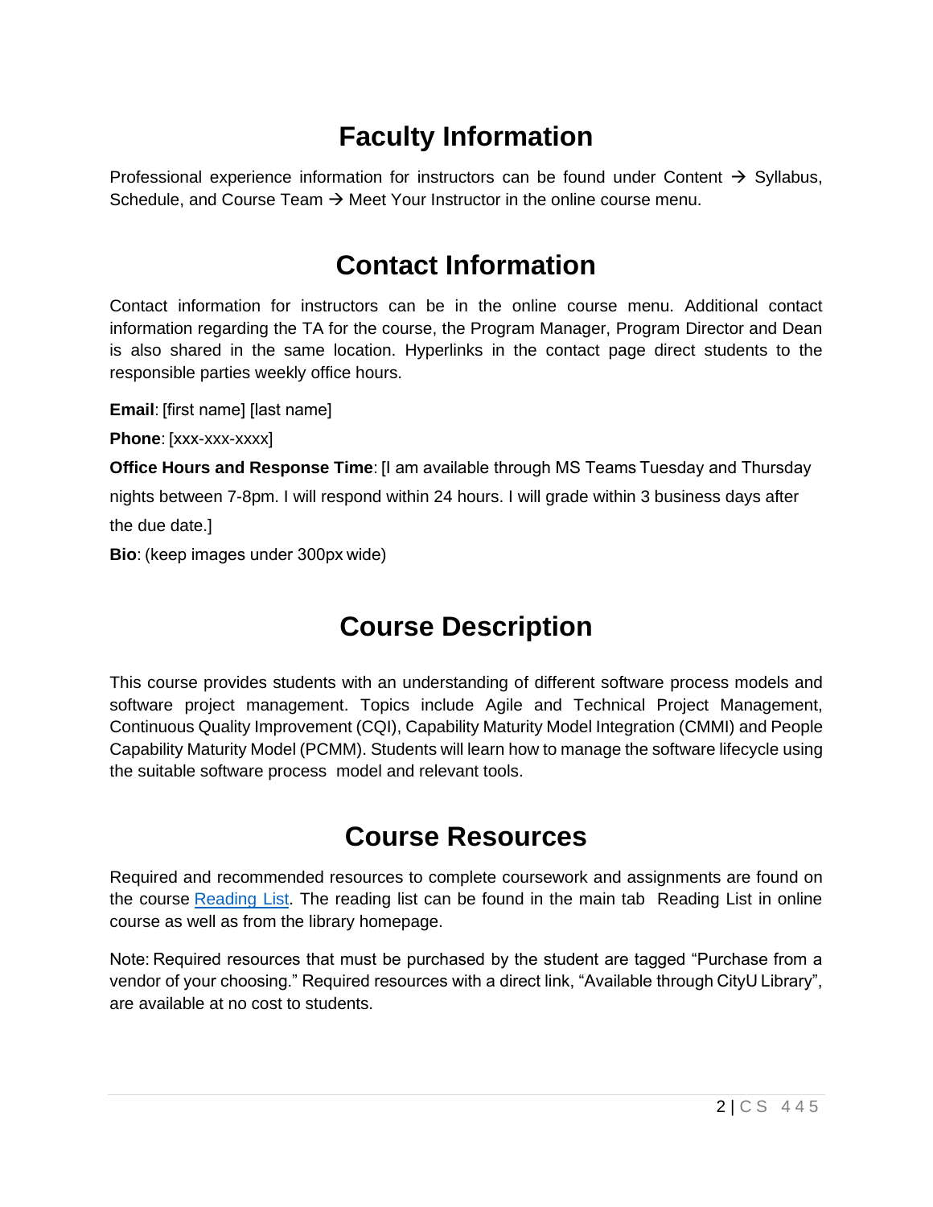# Faculty Information

Professional experience information for instructors can be found under Content → Syllabus, Schedule, and Course Team → Meet Your Instructor in the online course menu.

# Contact Information

Contact information for instructors can be in the online course menu. Additional contact information regarding the TA for the course, the Program Manager, Program Director and Dean is also shared in the same location. Hyperlinks in the contact page direct students to the responsible parties weekly office hours.

**Email**: [first name] [last name]

**Phone**: [xxx-xxx-xxxx]

**Office Hours and Response Time**: [I am available through MS Teams Tuesday and Thursday nights between 7-8pm. I will respond within 24 hours. I will grade within 3 business days after the due date.]

**Bio**: (keep images under 300px wide)

# Course Description

This course provides students with an understanding of different software process models and software project management. Topics include Agile and Technical Project Management, Continuous Quality Improvement (CQI), Capability Maturity Model Integration (CMMI) and People Capability Maturity Model (PCMM). Students will learn how to manage the software lifecycle using the suitable software process model and relevant tools.

# Course Resources

Required and recommended resources to complete coursework and assignments are found on the course Reading List. The reading list can be found in the main tab Reading List in online course as well as from the library homepage.

Note: Required resources that must be purchased by the student are tagged "Purchase from a vendor of your choosing." Required resources with a direct link, "Available through CityU Library", are available at no cost to students.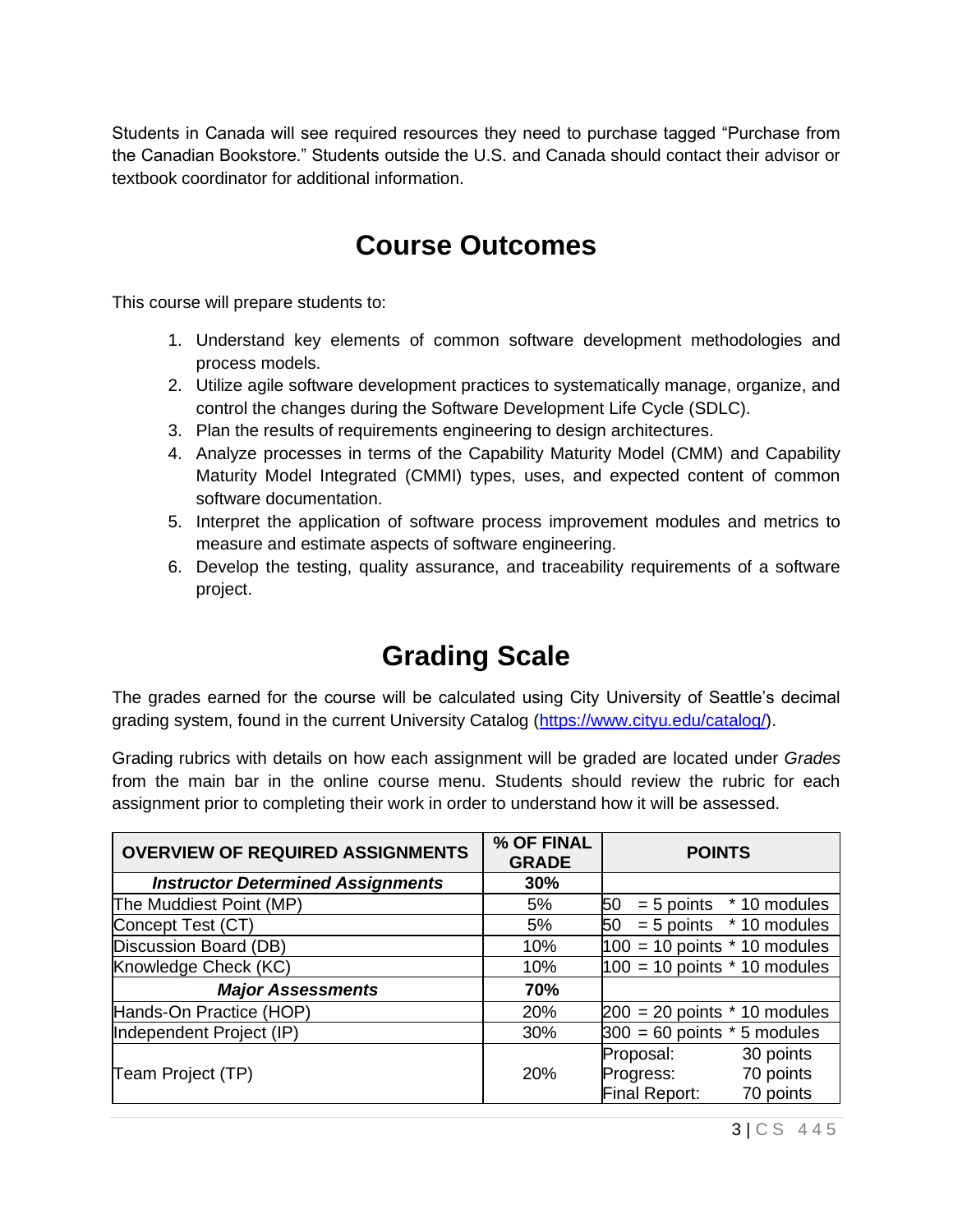Students in Canada will see required resources they need to purchase tagged "Purchase from the Canadian Bookstore." Students outside the U.S. and Canada should contact their advisor or textbook coordinator for additional information.

## Course Outcomes

This course will prepare students to:

1. Understand key elements of common software development methodologies and process models.
2. Utilize agile software development practices to systematically manage, organize, and control the changes during the Software Development Life Cycle (SDLC).
3. Plan the results of requirements engineering to design architectures.
4. Analyze processes in terms of the Capability Maturity Model (CMM) and Capability Maturity Model Integrated (CMMI) types, uses, and expected content of common software documentation.
5. Interpret the application of software process improvement modules and metrics to measure and estimate aspects of software engineering.
6. Develop the testing, quality assurance, and traceability requirements of a software project.

## Grading Scale

The grades earned for the course will be calculated using City University of Seattle's decimal grading system, found in the current University Catalog (https://www.cityu.edu/catalog/).

Grading rubrics with details on how each assignment will be graded are located under *Grades* from the main bar in the online course menu. Students should review the rubric for each assignment prior to completing their work in order to understand how it will be assessed.

| OVERVIEW OF REQUIRED ASSIGNMENTS | % OF FINAL GRADE | POINTS |
|---|---|---|
| ***Instructor Determined Assignments*** | **30%** | |
| The Muddiest Point (MP) | 5% | 50 = 5 points * 10 modules |
| Concept Test (CT) | 5% | 50 = 5 points * 10 modules |
| Discussion Board (DB) | 10% | 100 = 10 points * 10 modules |
| Knowledge Check (KC) | 10% | 100 = 10 points * 10 modules |
| ***Major Assessments*** | **70%** | |
| Hands-On Practice (HOP) | 20% | 200 = 20 points * 10 modules |
| Independent Project (IP) | 30% | 300 = 60 points * 5 modules |
| Team Project (TP) | 20% | Proposal: 30 points<br>Progress: 70 points<br>Final Report: 70 points |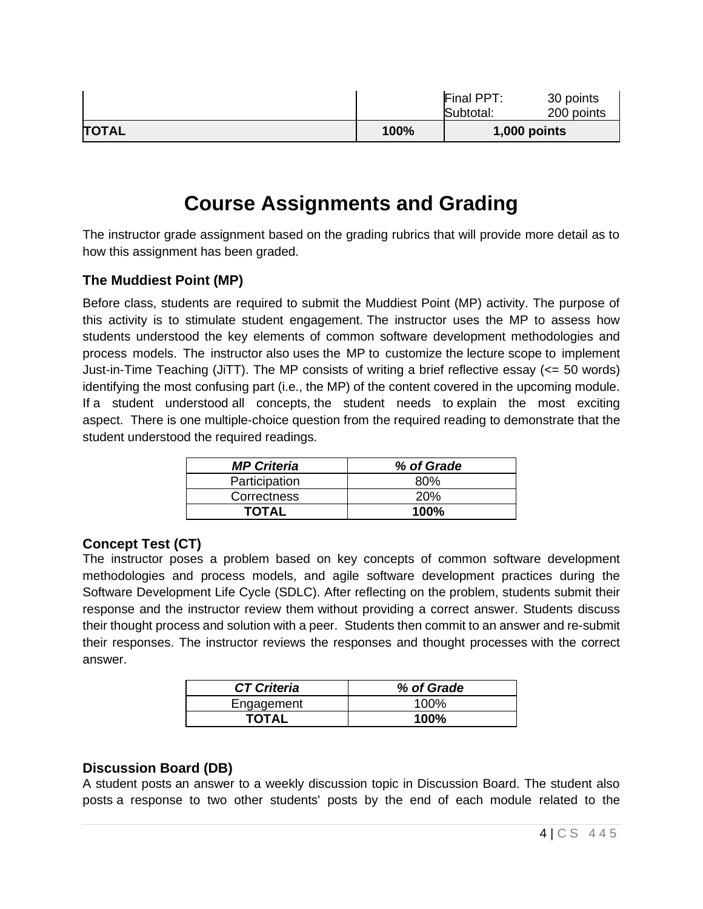| | | | |
|---|---|---|---|
| | | Final PPT:<br>Subtotal: | 30 points<br>200 points |
| **TOTAL** | **100%** | **1,000 points** | |

# Course Assignments and Grading

The instructor grade assignment based on the grading rubrics that will provide more detail as to how this assignment has been graded.

### The Muddiest Point (MP)

Before class, students are required to submit the Muddiest Point (MP) activity. The purpose of this activity is to stimulate student engagement. The instructor uses the MP to assess how students understood the key elements of common software development methodologies and process models. The instructor also uses the MP to customize the lecture scope to implement Just-in-Time Teaching (JiTT). The MP consists of writing a brief reflective essay (<= 50 words) identifying the most confusing part (i.e., the MP) of the content covered in the upcoming module. If a student understood all concepts, the student needs to explain the most exciting aspect. There is one multiple-choice question from the required reading to demonstrate that the student understood the required readings.

| ***MP Criteria*** | ***% of Grade*** |
|---|---|
| Participation | 80% |
| Correctness | 20% |
| **TOTAL** | **100%** |

### Concept Test (CT)

The instructor poses a problem based on key concepts of common software development methodologies and process models, and agile software development practices during the Software Development Life Cycle (SDLC). After reflecting on the problem, students submit their response and the instructor review them without providing a correct answer. Students discuss their thought process and solution with a peer. Students then commit to an answer and re-submit their responses. The instructor reviews the responses and thought processes with the correct answer.

| ***CT Criteria*** | ***% of Grade*** |
|---|---|
| Engagement | 100% |
| **TOTAL** | **100%** |

### Discussion Board (DB)

A student posts an answer to a weekly discussion topic in Discussion Board. The student also posts a response to two other students' posts by the end of each module related to the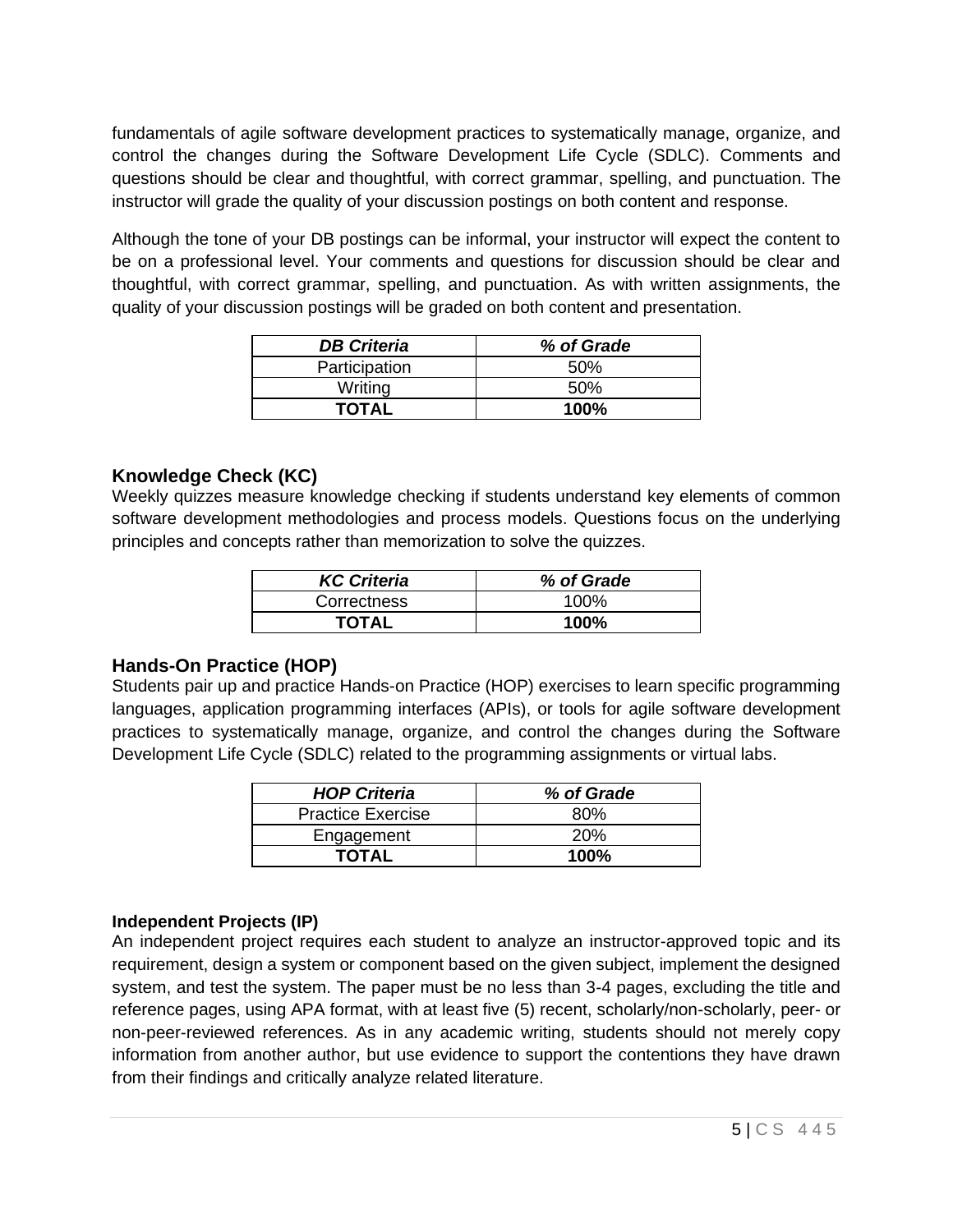fundamentals of agile software development practices to systematically manage, organize, and control the changes during the Software Development Life Cycle (SDLC). Comments and questions should be clear and thoughtful, with correct grammar, spelling, and punctuation. The instructor will grade the quality of your discussion postings on both content and response.

Although the tone of your DB postings can be informal, your instructor will expect the content to be on a professional level. Your comments and questions for discussion should be clear and thoughtful, with correct grammar, spelling, and punctuation. As with written assignments, the quality of your discussion postings will be graded on both content and presentation.

| ***DB Criteria*** | ***% of Grade*** |
| --- | --- |
| Participation | 50% |
| Writing | 50% |
| **TOTAL** | **100%** |

### Knowledge Check (KC)

Weekly quizzes measure knowledge checking if students understand key elements of common software development methodologies and process models. Questions focus on the underlying principles and concepts rather than memorization to solve the quizzes.

| ***KC Criteria*** | ***% of Grade*** |
| --- | --- |
| Correctness | 100% |
| **TOTAL** | **100%** |

### Hands-On Practice (HOP)

Students pair up and practice Hands-on Practice (HOP) exercises to learn specific programming languages, application programming interfaces (APIs), or tools for agile software development practices to systematically manage, organize, and control the changes during the Software Development Life Cycle (SDLC) related to the programming assignments or virtual labs.

| ***HOP Criteria*** | ***% of Grade*** |
| --- | --- |
| Practice Exercise | 80% |
| Engagement | 20% |
| **TOTAL** | **100%** |

#### Independent Projects (IP)

An independent project requires each student to analyze an instructor-approved topic and its requirement, design a system or component based on the given subject, implement the designed system, and test the system. The paper must be no less than 3-4 pages, excluding the title and reference pages, using APA format, with at least five (5) recent, scholarly/non-scholarly, peer- or non-peer-reviewed references. As in any academic writing, students should not merely copy information from another author, but use evidence to support the contentions they have drawn from their findings and critically analyze related literature.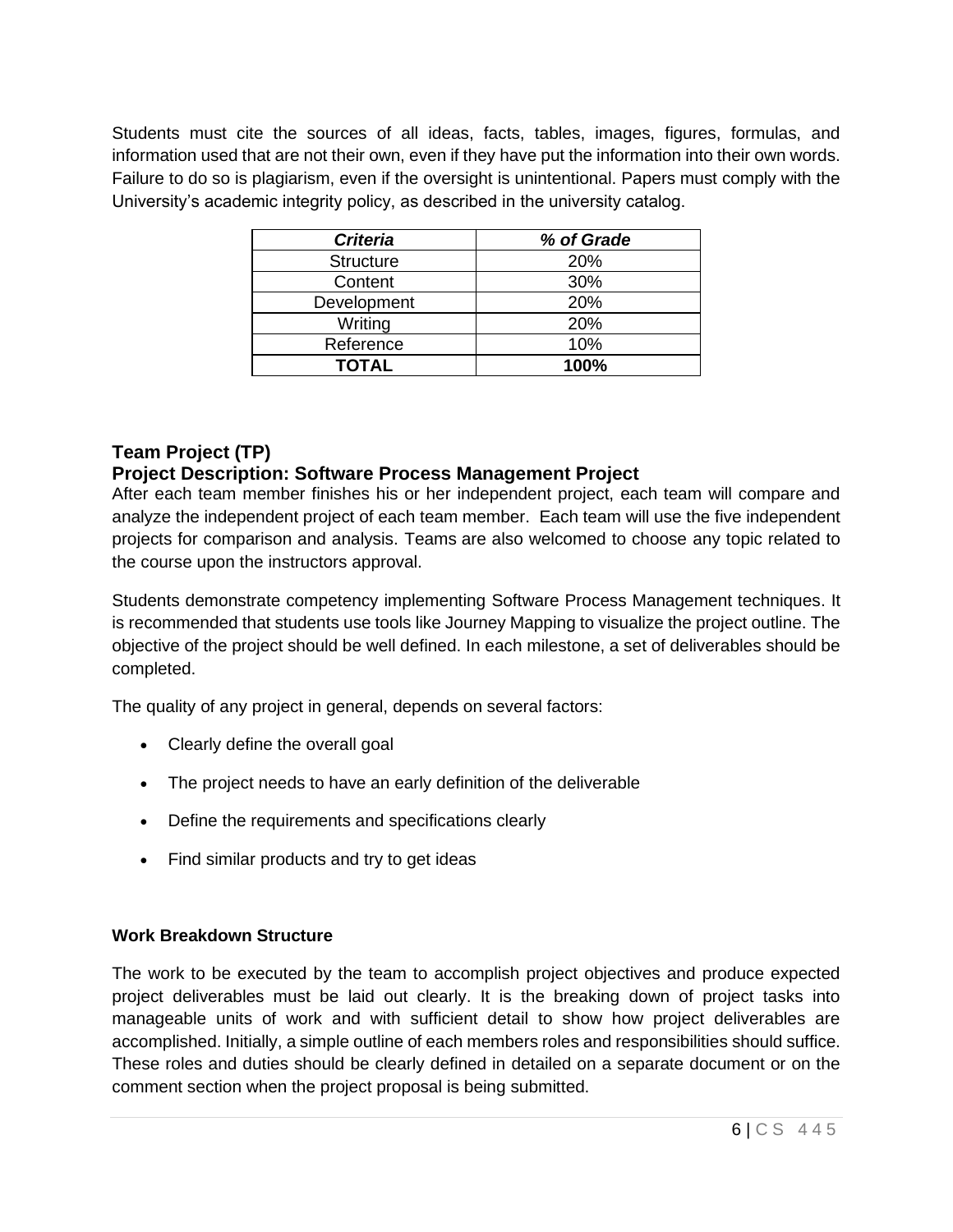Students must cite the sources of all ideas, facts, tables, images, figures, formulas, and information used that are not their own, even if they have put the information into their own words. Failure to do so is plagiarism, even if the oversight is unintentional. Papers must comply with the University's academic integrity policy, as described in the university catalog.

| ***Criteria*** | ***% of Grade*** |
| --- | --- |
| Structure | 20% |
| Content | 30% |
| Development | 20% |
| Writing | 20% |
| Reference | 10% |
| **TOTAL** | **100%** |

## Team Project (TP)

## Project Description: Software Process Management Project

After each team member finishes his or her independent project, each team will compare and analyze the independent project of each team member. Each team will use the five independent projects for comparison and analysis. Teams are also welcomed to choose any topic related to the course upon the instructors approval.

Students demonstrate competency implementing Software Process Management techniques. It is recommended that students use tools like Journey Mapping to visualize the project outline. The objective of the project should be well defined. In each milestone, a set of deliverables should be completed.

The quality of any project in general, depends on several factors:

- Clearly define the overall goal
- The project needs to have an early definition of the deliverable
- Define the requirements and specifications clearly
- Find similar products and try to get ideas

**Work Breakdown Structure**

The work to be executed by the team to accomplish project objectives and produce expected project deliverables must be laid out clearly. It is the breaking down of project tasks into manageable units of work and with sufficient detail to show how project deliverables are accomplished. Initially, a simple outline of each members roles and responsibilities should suffice. These roles and duties should be clearly defined in detailed on a separate document or on the comment section when the project proposal is being submitted.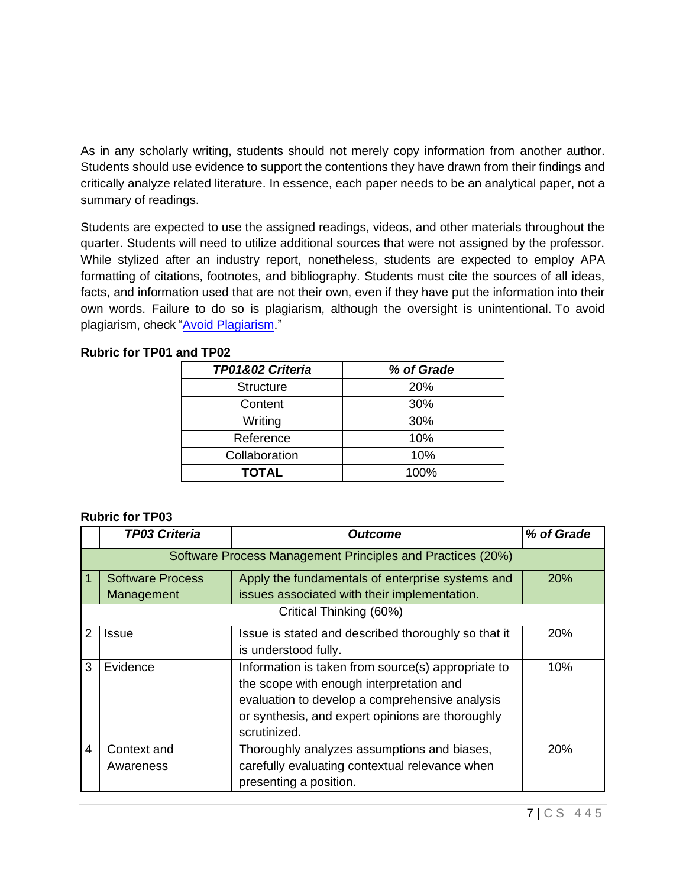As in any scholarly writing, students should not merely copy information from another author. Students should use evidence to support the contentions they have drawn from their findings and critically analyze related literature. In essence, each paper needs to be an analytical paper, not a summary of readings.

Students are expected to use the assigned readings, videos, and other materials throughout the quarter. Students will need to utilize additional sources that were not assigned by the professor. While stylized after an industry report, nonetheless, students are expected to employ APA formatting of citations, footnotes, and bibliography. Students must cite the sources of all ideas, facts, and information used that are not their own, even if they have put the information into their own words. Failure to do so is plagiarism, although the oversight is unintentional. To avoid plagiarism, check "Avoid Plagiarism."

**Rubric for TP01 and TP02**

| ***TP01&02 Criteria*** | ***% of Grade*** |
|---|---|
| Structure | 20% |
| Content | 30% |
| Writing | 30% |
| Reference | 10% |
| Collaboration | 10% |
| **TOTAL** | 100% |

**Rubric for TP03**

| | ***TP03 Criteria*** | ***Outcome*** | ***% of Grade*** |
|---|---|---|---|
| | | Software Process Management Principles and Practices (20%) | |
| 1 | Software Process Management | Apply the fundamentals of enterprise systems and issues associated with their implementation. | 20% |
| | | Critical Thinking (60%) | |
| 2 | Issue | Issue is stated and described thoroughly so that it is understood fully. | 20% |
| 3 | Evidence | Information is taken from source(s) appropriate to the scope with enough interpretation and evaluation to develop a comprehensive analysis or synthesis, and expert opinions are thoroughly scrutinized. | 10% |
| 4 | Context and Awareness | Thoroughly analyzes assumptions and biases, carefully evaluating contextual relevance when presenting a position. | 20% |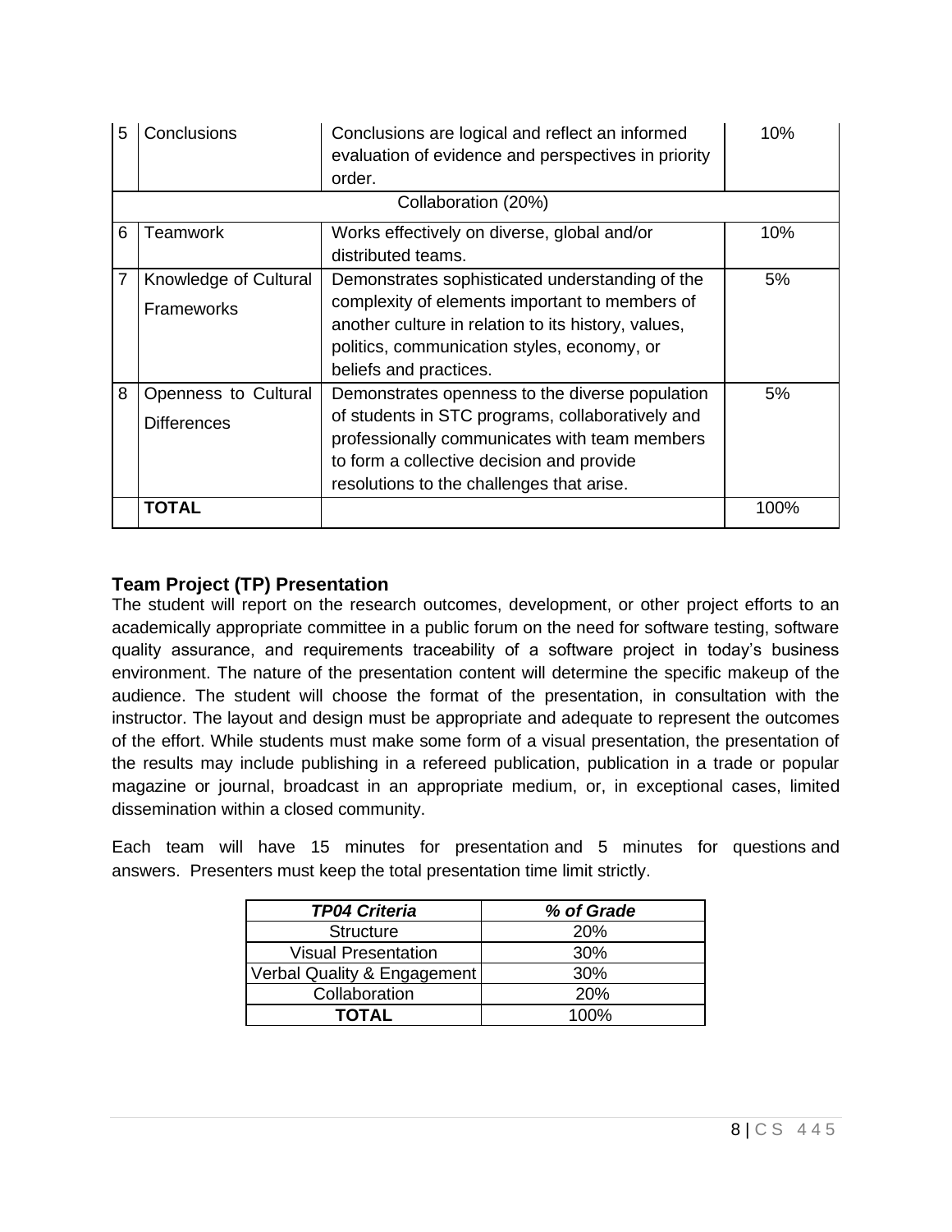| 5 | Conclusions | Conclusions are logical and reflect an informed evaluation of evidence and perspectives in priority order. | 10% |
|---|---|---|---|
| | | Collaboration (20%) | |
| 6 | Teamwork | Works effectively on diverse, global and/or distributed teams. | 10% |
| 7 | Knowledge of Cultural Frameworks | Demonstrates sophisticated understanding of the complexity of elements important to members of another culture in relation to its history, values, politics, communication styles, economy, or beliefs and practices. | 5% |
| 8 | Openness to Cultural Differences | Demonstrates openness to the diverse population of students in STC programs, collaboratively and professionally communicates with team members to form a collective decision and provide resolutions to the challenges that arise. | 5% |
| | **TOTAL** | | 100% |

### Team Project (TP) Presentation

The student will report on the research outcomes, development, or other project efforts to an academically appropriate committee in a public forum on the need for software testing, software quality assurance, and requirements traceability of a software project in today's business environment. The nature of the presentation content will determine the specific makeup of the audience. The student will choose the format of the presentation, in consultation with the instructor. The layout and design must be appropriate and adequate to represent the outcomes of the effort. While students must make some form of a visual presentation, the presentation of the results may include publishing in a refereed publication, publication in a trade or popular magazine or journal, broadcast in an appropriate medium, or, in exceptional cases, limited dissemination within a closed community.

Each team will have 15 minutes for presentation and 5 minutes for questions and answers. Presenters must keep the total presentation time limit strictly.

| ***TP04 Criteria*** | ***% of Grade*** |
|---|---|
| Structure | 20% |
| Visual Presentation | 30% |
| Verbal Quality & Engagement | 30% |
| Collaboration | 20% |
| **TOTAL** | 100% |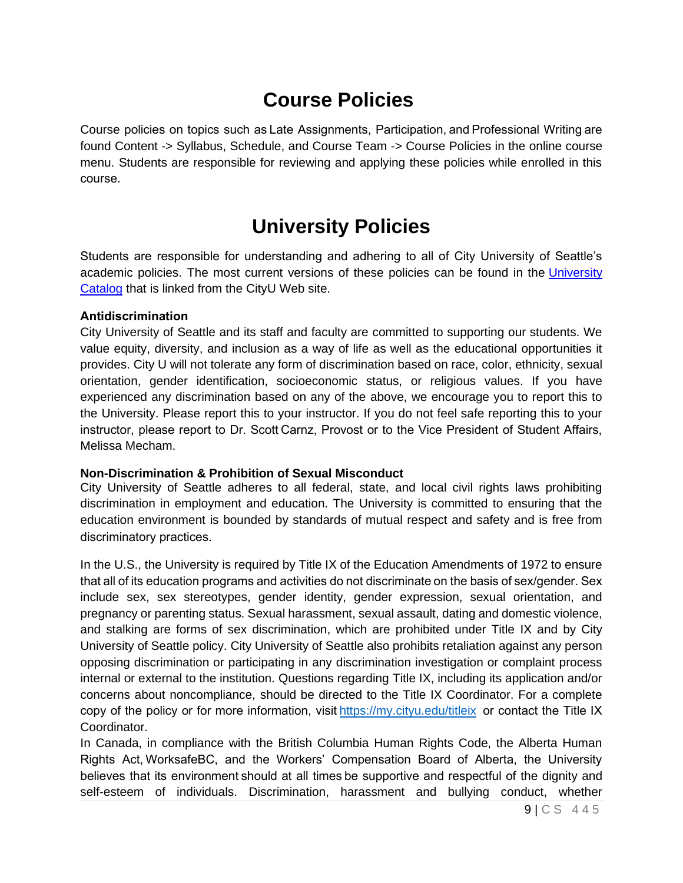# Course Policies

Course policies on topics such as Late Assignments, Participation, and Professional Writing are found Content -> Syllabus, Schedule, and Course Team -> Course Policies in the online course menu. Students are responsible for reviewing and applying these policies while enrolled in this course.

# University Policies

Students are responsible for understanding and adhering to all of City University of Seattle's academic policies. The most current versions of these policies can be found in the [University Catalog]() that is linked from the CityU Web site.

**Antidiscrimination**
City University of Seattle and its staff and faculty are committed to supporting our students. We value equity, diversity, and inclusion as a way of life as well as the educational opportunities it provides. City U will not tolerate any form of discrimination based on race, color, ethnicity, sexual orientation, gender identification, socioeconomic status, or religious values. If you have experienced any discrimination based on any of the above, we encourage you to report this to the University. Please report this to your instructor. If you do not feel safe reporting this to your instructor, please report to Dr. Scott Carnz, Provost or to the Vice President of Student Affairs, Melissa Mecham.

**Non-Discrimination & Prohibition of Sexual Misconduct**
City University of Seattle adheres to all federal, state, and local civil rights laws prohibiting discrimination in employment and education. The University is committed to ensuring that the education environment is bounded by standards of mutual respect and safety and is free from discriminatory practices.

In the U.S., the University is required by Title IX of the Education Amendments of 1972 to ensure that all of its education programs and activities do not discriminate on the basis of sex/gender. Sex include sex, sex stereotypes, gender identity, gender expression, sexual orientation, and pregnancy or parenting status. Sexual harassment, sexual assault, dating and domestic violence, and stalking are forms of sex discrimination, which are prohibited under Title IX and by City University of Seattle policy. City University of Seattle also prohibits retaliation against any person opposing discrimination or participating in any discrimination investigation or complaint process internal or external to the institution. Questions regarding Title IX, including its application and/or concerns about noncompliance, should be directed to the Title IX Coordinator. For a complete copy of the policy or for more information, visit https://my.cityu.edu/titleix or contact the Title IX Coordinator.
In Canada, in compliance with the British Columbia Human Rights Code, the Alberta Human Rights Act, WorksafeBC, and the Workers' Compensation Board of Alberta, the University believes that its environment should at all times be supportive and respectful of the dignity and self-esteem of individuals. Discrimination, harassment and bullying conduct, whether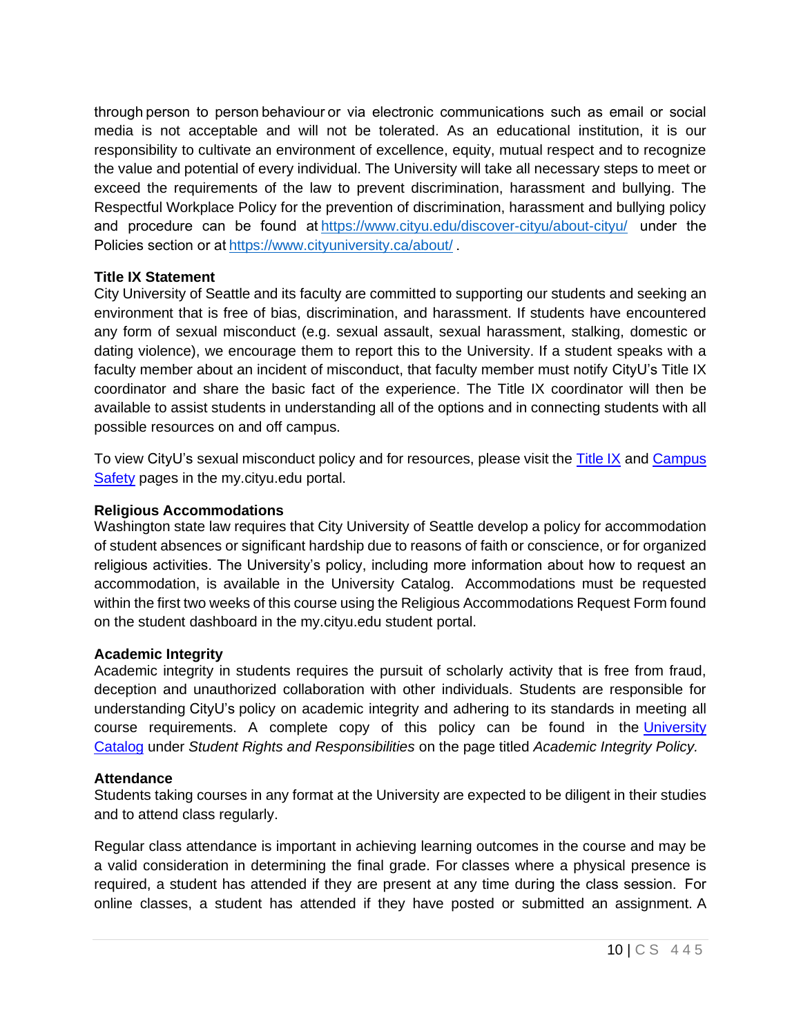through person to person behaviour or via electronic communications such as email or social media is not acceptable and will not be tolerated. As an educational institution, it is our responsibility to cultivate an environment of excellence, equity, mutual respect and to recognize the value and potential of every individual. The University will take all necessary steps to meet or exceed the requirements of the law to prevent discrimination, harassment and bullying. The Respectful Workplace Policy for the prevention of discrimination, harassment and bullying policy and procedure can be found at [https://www.cityu.edu/discover-cityu/about-cityu/](https://www.cityu.edu/discover-cityu/about-cityu/) under the Policies section or at [https://www.cityuniversity.ca/about/](https://www.cityuniversity.ca/about/) .

**Title IX Statement**

City University of Seattle and its faculty are committed to supporting our students and seeking an environment that is free of bias, discrimination, and harassment. If students have encountered any form of sexual misconduct (e.g. sexual assault, sexual harassment, stalking, domestic or dating violence), we encourage them to report this to the University. If a student speaks with a faculty member about an incident of misconduct, that faculty member must notify CityU's Title IX coordinator and share the basic fact of the experience. The Title IX coordinator will then be available to assist students in understanding all of the options and in connecting students with all possible resources on and off campus.

To view CityU's sexual misconduct policy and for resources, please visit the Title IX and Campus Safety pages in the my.cityu.edu portal.

**Religious Accommodations**

Washington state law requires that City University of Seattle develop a policy for accommodation of student absences or significant hardship due to reasons of faith or conscience, or for organized religious activities. The University's policy, including more information about how to request an accommodation, is available in the University Catalog. Accommodations must be requested within the first two weeks of this course using the Religious Accommodations Request Form found on the student dashboard in the my.cityu.edu student portal.

**Academic Integrity**

Academic integrity in students requires the pursuit of scholarly activity that is free from fraud, deception and unauthorized collaboration with other individuals. Students are responsible for understanding CityU's policy on academic integrity and adhering to its standards in meeting all course requirements. A complete copy of this policy can be found in the University Catalog under *Student Rights and Responsibilities* on the page titled *Academic Integrity Policy.*

**Attendance**

Students taking courses in any format at the University are expected to be diligent in their studies and to attend class regularly.

Regular class attendance is important in achieving learning outcomes in the course and may be a valid consideration in determining the final grade. For classes where a physical presence is required, a student has attended if they are present at any time during the class session. For online classes, a student has attended if they have posted or submitted an assignment. A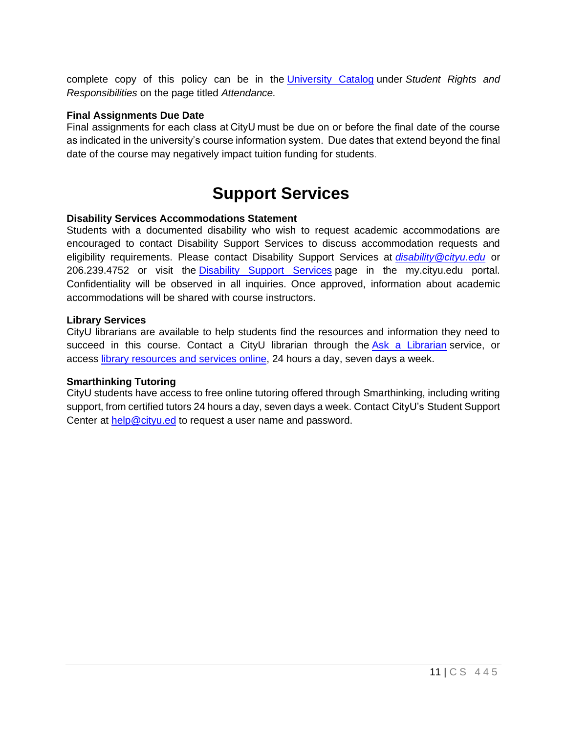complete copy of this policy can be in the University Catalog under *Student Rights and Responsibilities* on the page titled *Attendance.*

### Final Assignments Due Date

Final assignments for each class at CityU must be due on or before the final date of the course as indicated in the university's course information system. Due dates that extend beyond the final date of the course may negatively impact tuition funding for students.

## Support Services

### Disability Services Accommodations Statement

Students with a documented disability who wish to request academic accommodations are encouraged to contact Disability Support Services to discuss accommodation requests and eligibility requirements. Please contact Disability Support Services at *disability@cityu.edu* or 206.239.4752 or visit the Disability Support Services page in the my.cityu.edu portal. Confidentiality will be observed in all inquiries. Once approved, information about academic accommodations will be shared with course instructors.

### Library Services

CityU librarians are available to help students find the resources and information they need to succeed in this course. Contact a CityU librarian through the Ask a Librarian service, or access library resources and services online, 24 hours a day, seven days a week.

### Smarthinking Tutoring

CityU students have access to free online tutoring offered through Smarthinking, including writing support, from certified tutors 24 hours a day, seven days a week. Contact CityU's Student Support Center at help@cityu.ed to request a user name and password.